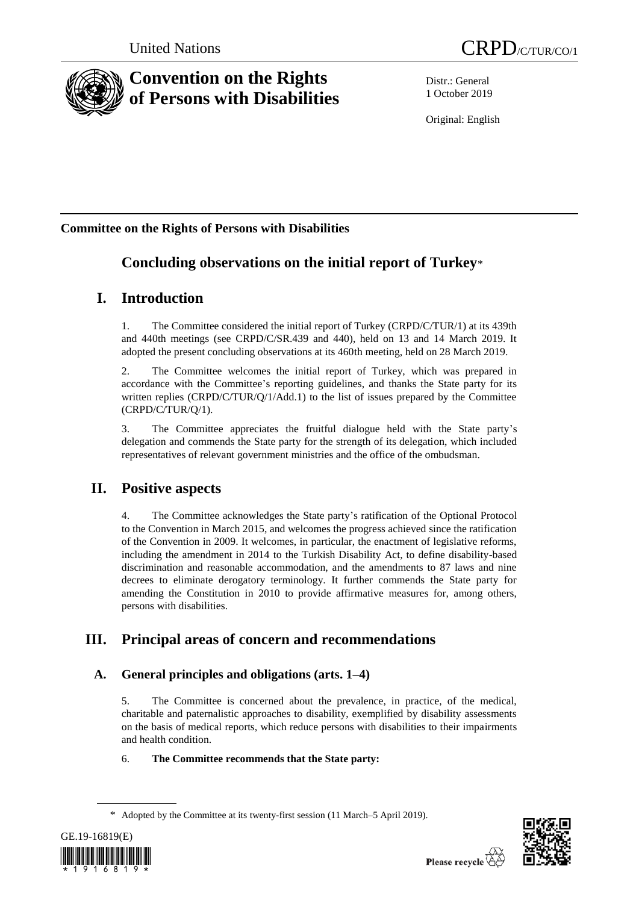United Nations CRPD/C/TUR/CO/1

# Convention on the Rights of Persons with Disabilities

Distr.: General
1 October 2019

Original: English

**Committee on the Rights of Persons with Disabilities**

## Concluding observations on the initial report of Turkey*

## I. Introduction

1. The Committee considered the initial report of Turkey (CRPD/C/TUR/1) at its 439th and 440th meetings (see CRPD/C/SR.439 and 440), held on 13 and 14 March 2019. It adopted the present concluding observations at its 460th meeting, held on 28 March 2019.

2. The Committee welcomes the initial report of Turkey, which was prepared in accordance with the Committee's reporting guidelines, and thanks the State party for its written replies (CRPD/C/TUR/Q/1/Add.1) to the list of issues prepared by the Committee (CRPD/C/TUR/Q/1).

3. The Committee appreciates the fruitful dialogue held with the State party's delegation and commends the State party for the strength of its delegation, which included representatives of relevant government ministries and the office of the ombudsman.

## II. Positive aspects

4. The Committee acknowledges the State party's ratification of the Optional Protocol to the Convention in March 2015, and welcomes the progress achieved since the ratification of the Convention in 2009. It welcomes, in particular, the enactment of legislative reforms, including the amendment in 2014 to the Turkish Disability Act, to define disability-based discrimination and reasonable accommodation, and the amendments to 87 laws and nine decrees to eliminate derogatory terminology. It further commends the State party for amending the Constitution in 2010 to provide affirmative measures for, among others, persons with disabilities.

## III. Principal areas of concern and recommendations

### A. General principles and obligations (arts. 1–4)

5. The Committee is concerned about the prevalence, in practice, of the medical, charitable and paternalistic approaches to disability, exemplified by disability assessments on the basis of medical reports, which reduce persons with disabilities to their impairments and health condition.

6. **The Committee recommends that the State party:**

\* Adopted by the Committee at its twenty-first session (11 March–5 April 2019).

GE.19-16819(E)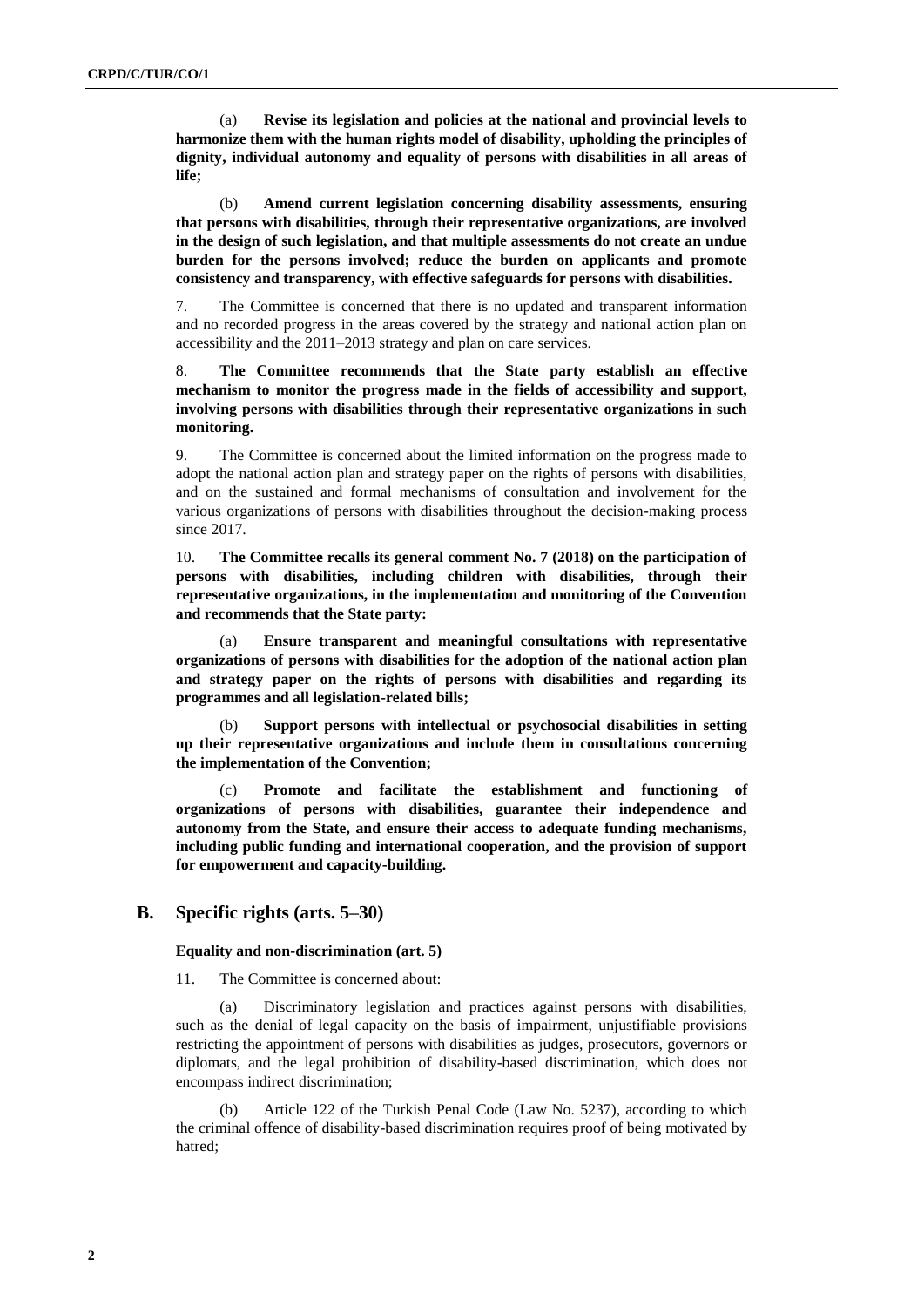(a) **Revise its legislation and policies at the national and provincial levels to harmonize them with the human rights model of disability, upholding the principles of dignity, individual autonomy and equality of persons with disabilities in all areas of life;**

(b) **Amend current legislation concerning disability assessments, ensuring that persons with disabilities, through their representative organizations, are involved in the design of such legislation, and that multiple assessments do not create an undue burden for the persons involved; reduce the burden on applicants and promote consistency and transparency, with effective safeguards for persons with disabilities.**

7. The Committee is concerned that there is no updated and transparent information and no recorded progress in the areas covered by the strategy and national action plan on accessibility and the 2011–2013 strategy and plan on care services.

8. **The Committee recommends that the State party establish an effective mechanism to monitor the progress made in the fields of accessibility and support, involving persons with disabilities through their representative organizations in such monitoring.**

9. The Committee is concerned about the limited information on the progress made to adopt the national action plan and strategy paper on the rights of persons with disabilities, and on the sustained and formal mechanisms of consultation and involvement for the various organizations of persons with disabilities throughout the decision-making process since 2017.

10. **The Committee recalls its general comment No. 7 (2018) on the participation of persons with disabilities, including children with disabilities, through their representative organizations, in the implementation and monitoring of the Convention and recommends that the State party:**

(a) **Ensure transparent and meaningful consultations with representative organizations of persons with disabilities for the adoption of the national action plan and strategy paper on the rights of persons with disabilities and regarding its programmes and all legislation-related bills;**

(b) **Support persons with intellectual or psychosocial disabilities in setting up their representative organizations and include them in consultations concerning the implementation of the Convention;**

(c) **Promote and facilitate the establishment and functioning of organizations of persons with disabilities, guarantee their independence and autonomy from the State, and ensure their access to adequate funding mechanisms, including public funding and international cooperation, and the provision of support for empowerment and capacity-building.**

## B. Specific rights (arts. 5–30)

### Equality and non-discrimination (art. 5)

11. The Committee is concerned about:

(a) Discriminatory legislation and practices against persons with disabilities, such as the denial of legal capacity on the basis of impairment, unjustifiable provisions restricting the appointment of persons with disabilities as judges, prosecutors, governors or diplomats, and the legal prohibition of disability-based discrimination, which does not encompass indirect discrimination;

(b) Article 122 of the Turkish Penal Code (Law No. 5237), according to which the criminal offence of disability-based discrimination requires proof of being motivated by hatred;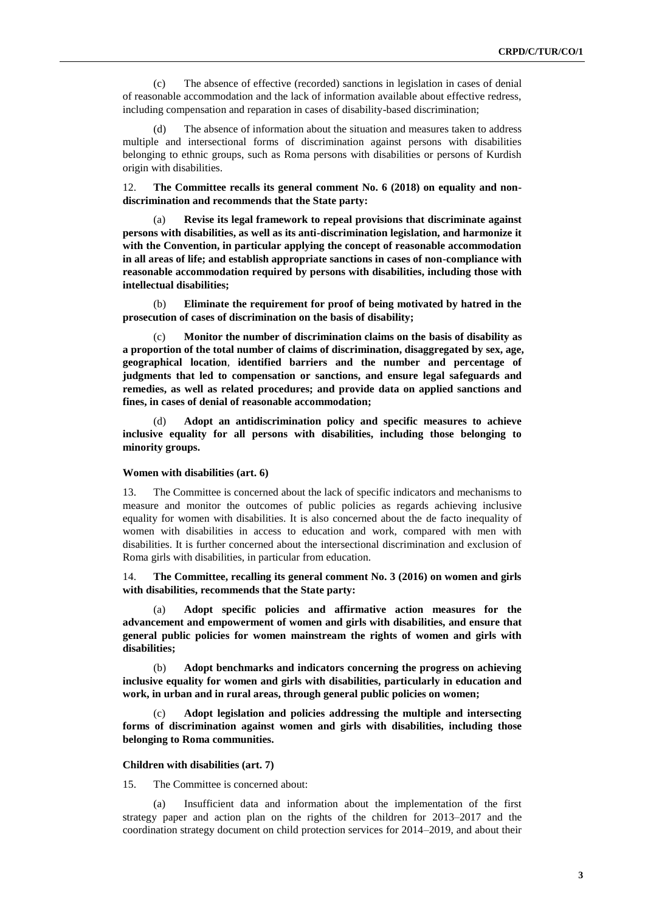(c) The absence of effective (recorded) sanctions in legislation in cases of denial of reasonable accommodation and the lack of information available about effective redress, including compensation and reparation in cases of disability-based discrimination;

(d) The absence of information about the situation and measures taken to address multiple and intersectional forms of discrimination against persons with disabilities belonging to ethnic groups, such as Roma persons with disabilities or persons of Kurdish origin with disabilities.

12. **The Committee recalls its general comment No. 6 (2018) on equality and non-discrimination and recommends that the State party:**

(a) **Revise its legal framework to repeal provisions that discriminate against persons with disabilities, as well as its anti-discrimination legislation, and harmonize it with the Convention, in particular applying the concept of reasonable accommodation in all areas of life; and establish appropriate sanctions in cases of non-compliance with reasonable accommodation required by persons with disabilities, including those with intellectual disabilities;**

(b) **Eliminate the requirement for proof of being motivated by hatred in the prosecution of cases of discrimination on the basis of disability;**

(c) **Monitor the number of discrimination claims on the basis of disability as a proportion of the total number of claims of discrimination, disaggregated by sex, age, geographical location, identified barriers and the number and percentage of judgments that led to compensation or sanctions, and ensure legal safeguards and remedies, as well as related procedures; and provide data on applied sanctions and fines, in cases of denial of reasonable accommodation;**

(d) **Adopt an antidiscrimination policy and specific measures to achieve inclusive equality for all persons with disabilities, including those belonging to minority groups.**

### Women with disabilities (art. 6)

13. The Committee is concerned about the lack of specific indicators and mechanisms to measure and monitor the outcomes of public policies as regards achieving inclusive equality for women with disabilities. It is also concerned about the de facto inequality of women with disabilities in access to education and work, compared with men with disabilities. It is further concerned about the intersectional discrimination and exclusion of Roma girls with disabilities, in particular from education.

14. **The Committee, recalling its general comment No. 3 (2016) on women and girls with disabilities, recommends that the State party:**

(a) **Adopt specific policies and affirmative action measures for the advancement and empowerment of women and girls with disabilities, and ensure that general public policies for women mainstream the rights of women and girls with disabilities;**

(b) **Adopt benchmarks and indicators concerning the progress on achieving inclusive equality for women and girls with disabilities, particularly in education and work, in urban and in rural areas, through general public policies on women;**

(c) **Adopt legislation and policies addressing the multiple and intersecting forms of discrimination against women and girls with disabilities, including those belonging to Roma communities.**

### Children with disabilities (art. 7)

15. The Committee is concerned about:

(a) Insufficient data and information about the implementation of the first strategy paper and action plan on the rights of the children for 2013–2017 and the coordination strategy document on child protection services for 2014–2019, and about their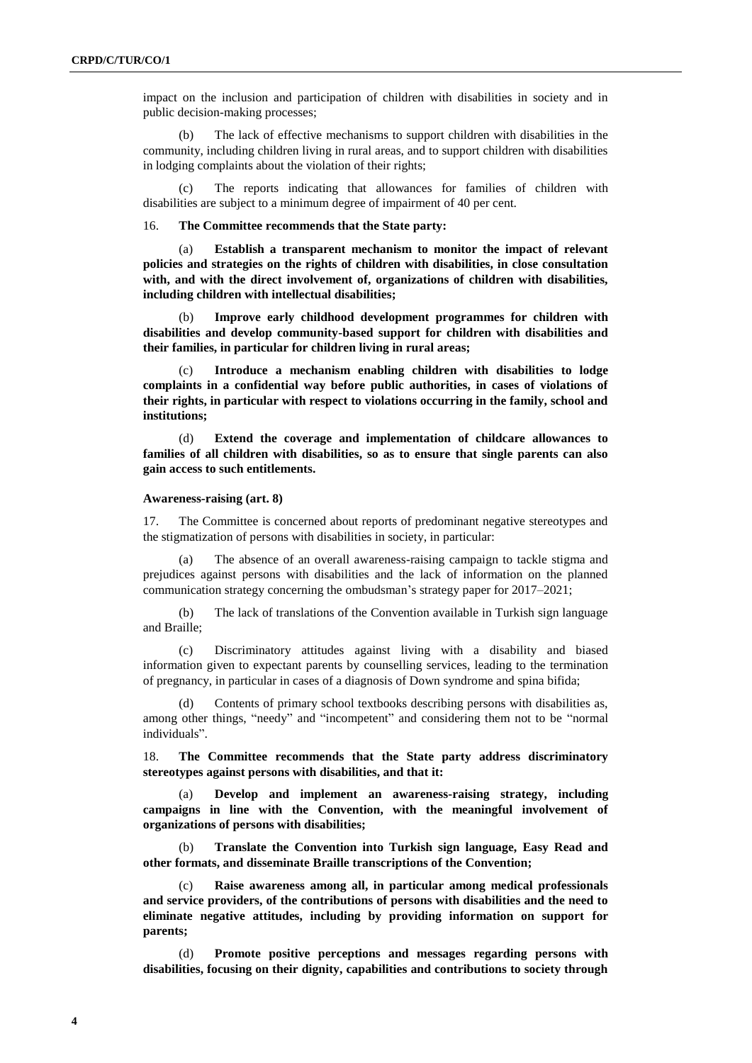impact on the inclusion and participation of children with disabilities in society and in public decision-making processes;

(b) The lack of effective mechanisms to support children with disabilities in the community, including children living in rural areas, and to support children with disabilities in lodging complaints about the violation of their rights;

(c) The reports indicating that allowances for families of children with disabilities are subject to a minimum degree of impairment of 40 per cent.

16. **The Committee recommends that the State party:**

(a) **Establish a transparent mechanism to monitor the impact of relevant policies and strategies on the rights of children with disabilities, in close consultation with, and with the direct involvement of, organizations of children with disabilities, including children with intellectual disabilities;**

(b) **Improve early childhood development programmes for children with disabilities and develop community-based support for children with disabilities and their families, in particular for children living in rural areas;**

(c) **Introduce a mechanism enabling children with disabilities to lodge complaints in a confidential way before public authorities, in cases of violations of their rights, in particular with respect to violations occurring in the family, school and institutions;**

(d) **Extend the coverage and implementation of childcare allowances to families of all children with disabilities, so as to ensure that single parents can also gain access to such entitlements.**

#### Awareness-raising (art. 8)

17. The Committee is concerned about reports of predominant negative stereotypes and the stigmatization of persons with disabilities in society, in particular:

(a) The absence of an overall awareness-raising campaign to tackle stigma and prejudices against persons with disabilities and the lack of information on the planned communication strategy concerning the ombudsman's strategy paper for 2017–2021;

(b) The lack of translations of the Convention available in Turkish sign language and Braille;

(c) Discriminatory attitudes against living with a disability and biased information given to expectant parents by counselling services, leading to the termination of pregnancy, in particular in cases of a diagnosis of Down syndrome and spina bifida;

(d) Contents of primary school textbooks describing persons with disabilities as, among other things, "needy" and "incompetent" and considering them not to be "normal individuals".

18. **The Committee recommends that the State party address discriminatory stereotypes against persons with disabilities, and that it:**

(a) **Develop and implement an awareness-raising strategy, including campaigns in line with the Convention, with the meaningful involvement of organizations of persons with disabilities;**

(b) **Translate the Convention into Turkish sign language, Easy Read and other formats, and disseminate Braille transcriptions of the Convention;**

(c) **Raise awareness among all, in particular among medical professionals and service providers, of the contributions of persons with disabilities and the need to eliminate negative attitudes, including by providing information on support for parents;**

(d) **Promote positive perceptions and messages regarding persons with disabilities, focusing on their dignity, capabilities and contributions to society through**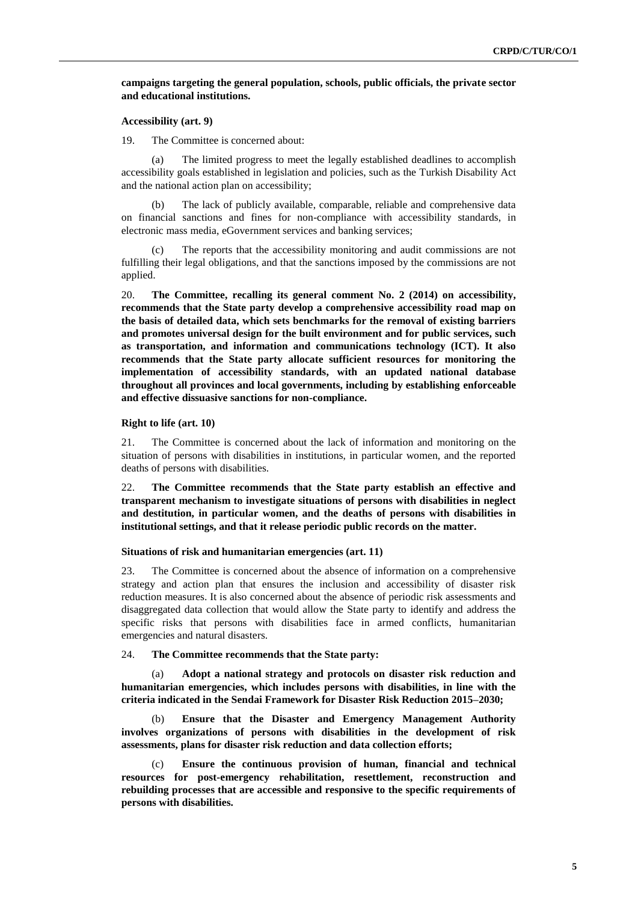**campaigns targeting the general population, schools, public officials, the private sector and educational institutions.**

### Accessibility (art. 9)

19. The Committee is concerned about:

(a) The limited progress to meet the legally established deadlines to accomplish accessibility goals established in legislation and policies, such as the Turkish Disability Act and the national action plan on accessibility;

(b) The lack of publicly available, comparable, reliable and comprehensive data on financial sanctions and fines for non-compliance with accessibility standards, in electronic mass media, eGovernment services and banking services;

(c) The reports that the accessibility monitoring and audit commissions are not fulfilling their legal obligations, and that the sanctions imposed by the commissions are not applied.

20. **The Committee, recalling its general comment No. 2 (2014) on accessibility, recommends that the State party develop a comprehensive accessibility road map on the basis of detailed data, which sets benchmarks for the removal of existing barriers and promotes universal design for the built environment and for public services, such as transportation, and information and communications technology (ICT). It also recommends that the State party allocate sufficient resources for monitoring the implementation of accessibility standards, with an updated national database throughout all provinces and local governments, including by establishing enforceable and effective dissuasive sanctions for non-compliance.**

### Right to life (art. 10)

21. The Committee is concerned about the lack of information and monitoring on the situation of persons with disabilities in institutions, in particular women, and the reported deaths of persons with disabilities.

22. **The Committee recommends that the State party establish an effective and transparent mechanism to investigate situations of persons with disabilities in neglect and destitution, in particular women, and the deaths of persons with disabilities in institutional settings, and that it release periodic public records on the matter.**

### Situations of risk and humanitarian emergencies (art. 11)

23. The Committee is concerned about the absence of information on a comprehensive strategy and action plan that ensures the inclusion and accessibility of disaster risk reduction measures. It is also concerned about the absence of periodic risk assessments and disaggregated data collection that would allow the State party to identify and address the specific risks that persons with disabilities face in armed conflicts, humanitarian emergencies and natural disasters.

24. **The Committee recommends that the State party:**

(a) **Adopt a national strategy and protocols on disaster risk reduction and humanitarian emergencies, which includes persons with disabilities, in line with the criteria indicated in the Sendai Framework for Disaster Risk Reduction 2015–2030;**

(b) **Ensure that the Disaster and Emergency Management Authority involves organizations of persons with disabilities in the development of risk assessments, plans for disaster risk reduction and data collection efforts;**

(c) **Ensure the continuous provision of human, financial and technical resources for post-emergency rehabilitation, resettlement, reconstruction and rebuilding processes that are accessible and responsive to the specific requirements of persons with disabilities.**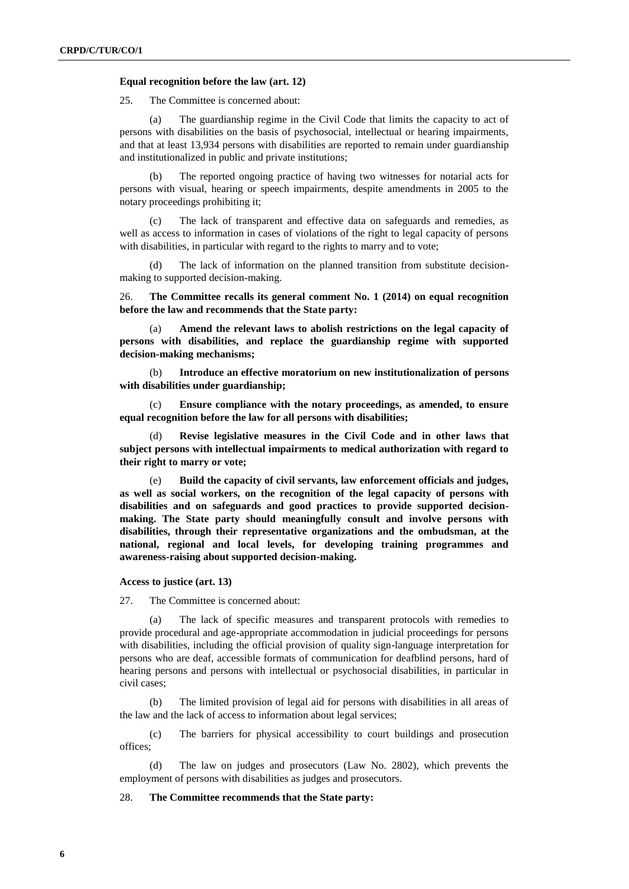### Equal recognition before the law (art. 12)

25. The Committee is concerned about:

(a) The guardianship regime in the Civil Code that limits the capacity to act of persons with disabilities on the basis of psychosocial, intellectual or hearing impairments, and that at least 13,934 persons with disabilities are reported to remain under guardianship and institutionalized in public and private institutions;

(b) The reported ongoing practice of having two witnesses for notarial acts for persons with visual, hearing or speech impairments, despite amendments in 2005 to the notary proceedings prohibiting it;

(c) The lack of transparent and effective data on safeguards and remedies, as well as access to information in cases of violations of the right to legal capacity of persons with disabilities, in particular with regard to the rights to marry and to vote;

(d) The lack of information on the planned transition from substitute decision-making to supported decision-making.

26. **The Committee recalls its general comment No. 1 (2014) on equal recognition before the law and recommends that the State party:**

(a) **Amend the relevant laws to abolish restrictions on the legal capacity of persons with disabilities, and replace the guardianship regime with supported decision-making mechanisms;**

(b) **Introduce an effective moratorium on new institutionalization of persons with disabilities under guardianship;**

(c) **Ensure compliance with the notary proceedings, as amended, to ensure equal recognition before the law for all persons with disabilities;**

(d) **Revise legislative measures in the Civil Code and in other laws that subject persons with intellectual impairments to medical authorization with regard to their right to marry or vote;**

(e) **Build the capacity of civil servants, law enforcement officials and judges, as well as social workers, on the recognition of the legal capacity of persons with disabilities and on safeguards and good practices to provide supported decision-making. The State party should meaningfully consult and involve persons with disabilities, through their representative organizations and the ombudsman, at the national, regional and local levels, for developing training programmes and awareness-raising about supported decision-making.**

### Access to justice (art. 13)

27. The Committee is concerned about:

(a) The lack of specific measures and transparent protocols with remedies to provide procedural and age-appropriate accommodation in judicial proceedings for persons with disabilities, including the official provision of quality sign-language interpretation for persons who are deaf, accessible formats of communication for deafblind persons, hard of hearing persons and persons with intellectual or psychosocial disabilities, in particular in civil cases;

(b) The limited provision of legal aid for persons with disabilities in all areas of the law and the lack of access to information about legal services;

(c) The barriers for physical accessibility to court buildings and prosecution offices;

(d) The law on judges and prosecutors (Law No. 2802), which prevents the employment of persons with disabilities as judges and prosecutors.

28. **The Committee recommends that the State party:**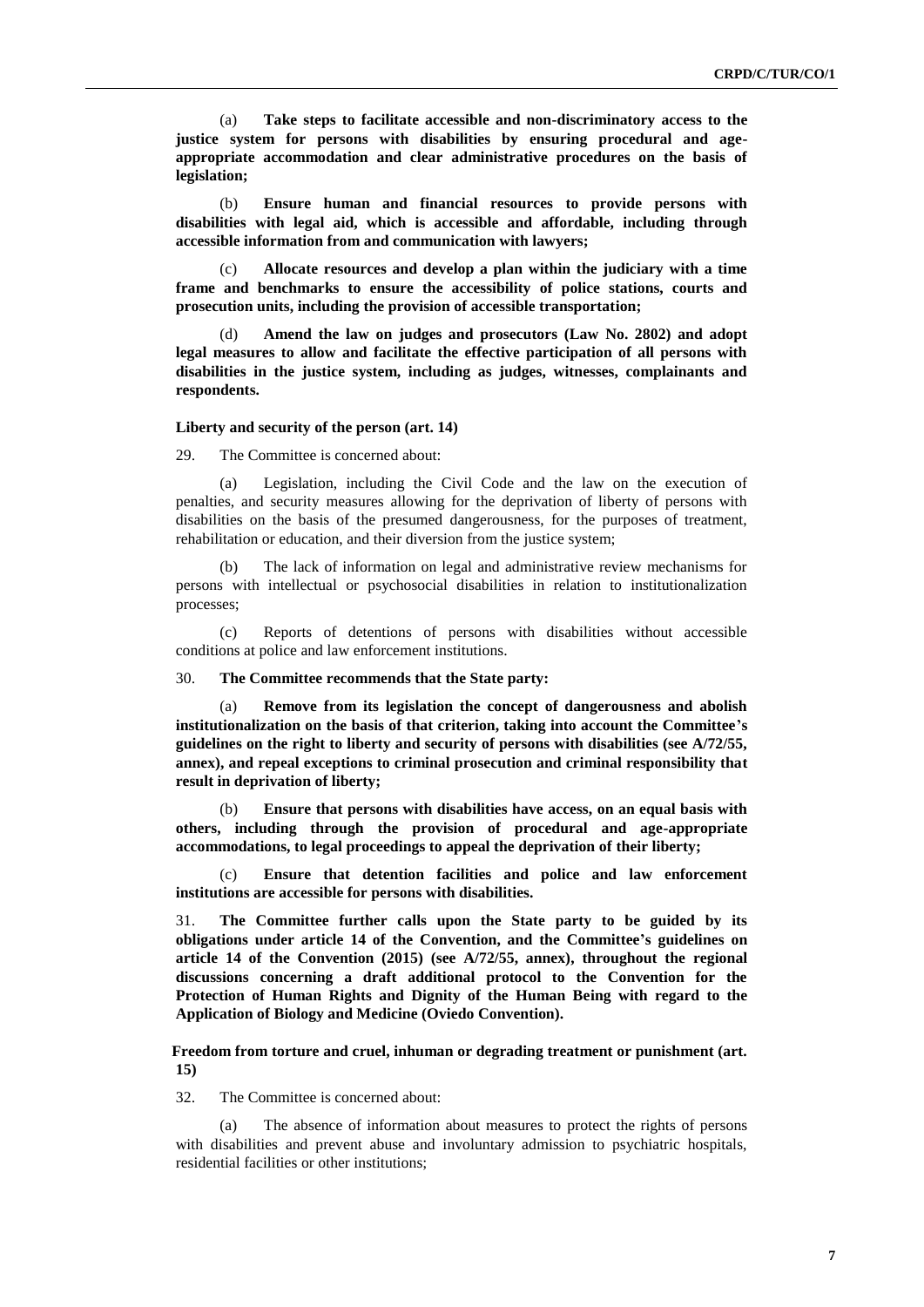(a) **Take steps to facilitate accessible and non-discriminatory access to the justice system for persons with disabilities by ensuring procedural and age-appropriate accommodation and clear administrative procedures on the basis of legislation;**

(b) **Ensure human and financial resources to provide persons with disabilities with legal aid, which is accessible and affordable, including through accessible information from and communication with lawyers;**

(c) **Allocate resources and develop a plan within the judiciary with a time frame and benchmarks to ensure the accessibility of police stations, courts and prosecution units, including the provision of accessible transportation;**

(d) **Amend the law on judges and prosecutors (Law No. 2802) and adopt legal measures to allow and facilitate the effective participation of all persons with disabilities in the justice system, including as judges, witnesses, complainants and respondents.**

#### Liberty and security of the person (art. 14)

29. The Committee is concerned about:

(a) Legislation, including the Civil Code and the law on the execution of penalties, and security measures allowing for the deprivation of liberty of persons with disabilities on the basis of the presumed dangerousness, for the purposes of treatment, rehabilitation or education, and their diversion from the justice system;

(b) The lack of information on legal and administrative review mechanisms for persons with intellectual or psychosocial disabilities in relation to institutionalization processes;

(c) Reports of detentions of persons with disabilities without accessible conditions at police and law enforcement institutions.

30. **The Committee recommends that the State party:**

(a) **Remove from its legislation the concept of dangerousness and abolish institutionalization on the basis of that criterion, taking into account the Committee's guidelines on the right to liberty and security of persons with disabilities (see A/72/55, annex), and repeal exceptions to criminal prosecution and criminal responsibility that result in deprivation of liberty;**

(b) **Ensure that persons with disabilities have access, on an equal basis with others, including through the provision of procedural and age-appropriate accommodations, to legal proceedings to appeal the deprivation of their liberty;**

(c) **Ensure that detention facilities and police and law enforcement institutions are accessible for persons with disabilities.**

31. **The Committee further calls upon the State party to be guided by its obligations under article 14 of the Convention, and the Committee's guidelines on article 14 of the Convention (2015) (see A/72/55, annex), throughout the regional discussions concerning a draft additional protocol to the Convention for the Protection of Human Rights and Dignity of the Human Being with regard to the Application of Biology and Medicine (Oviedo Convention).**

#### Freedom from torture and cruel, inhuman or degrading treatment or punishment (art. 15)

32. The Committee is concerned about:

(a) The absence of information about measures to protect the rights of persons with disabilities and prevent abuse and involuntary admission to psychiatric hospitals, residential facilities or other institutions;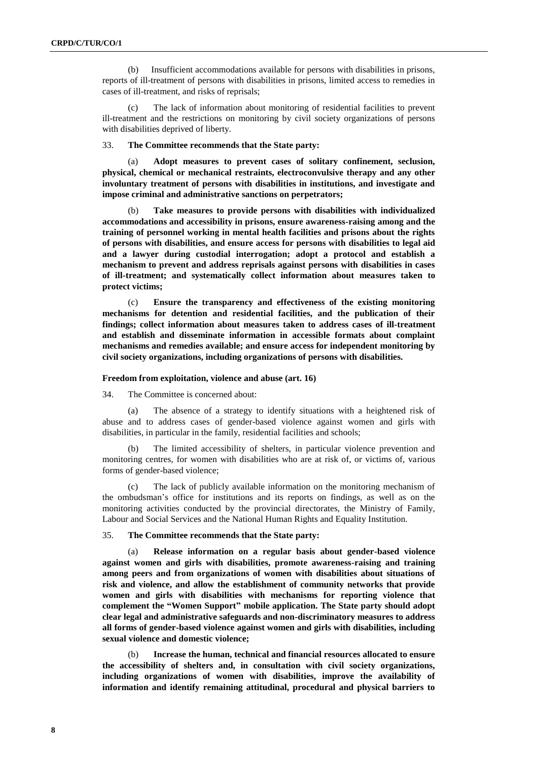(b) Insufficient accommodations available for persons with disabilities in prisons, reports of ill-treatment of persons with disabilities in prisons, limited access to remedies in cases of ill-treatment, and risks of reprisals;

(c) The lack of information about monitoring of residential facilities to prevent ill-treatment and the restrictions on monitoring by civil society organizations of persons with disabilities deprived of liberty.

33. **The Committee recommends that the State party:**

(a) **Adopt measures to prevent cases of solitary confinement, seclusion, physical, chemical or mechanical restraints, electroconvulsive therapy and any other involuntary treatment of persons with disabilities in institutions, and investigate and impose criminal and administrative sanctions on perpetrators;**

(b) **Take measures to provide persons with disabilities with individualized accommodations and accessibility in prisons, ensure awareness-raising among and the training of personnel working in mental health facilities and prisons about the rights of persons with disabilities, and ensure access for persons with disabilities to legal aid and a lawyer during custodial interrogation; adopt a protocol and establish a mechanism to prevent and address reprisals against persons with disabilities in cases of ill-treatment; and systematically collect information about measures taken to protect victims;**

(c) **Ensure the transparency and effectiveness of the existing monitoring mechanisms for detention and residential facilities, and the publication of their findings; collect information about measures taken to address cases of ill-treatment and establish and disseminate information in accessible formats about complaint mechanisms and remedies available; and ensure access for independent monitoring by civil society organizations, including organizations of persons with disabilities.**

### Freedom from exploitation, violence and abuse (art. 16)

34. The Committee is concerned about:

(a) The absence of a strategy to identify situations with a heightened risk of abuse and to address cases of gender-based violence against women and girls with disabilities, in particular in the family, residential facilities and schools;

(b) The limited accessibility of shelters, in particular violence prevention and monitoring centres, for women with disabilities who are at risk of, or victims of, various forms of gender-based violence;

(c) The lack of publicly available information on the monitoring mechanism of the ombudsman's office for institutions and its reports on findings, as well as on the monitoring activities conducted by the provincial directorates, the Ministry of Family, Labour and Social Services and the National Human Rights and Equality Institution.

35. **The Committee recommends that the State party:**

(a) **Release information on a regular basis about gender-based violence against women and girls with disabilities, promote awareness-raising and training among peers and from organizations of women with disabilities about situations of risk and violence, and allow the establishment of community networks that provide women and girls with disabilities with mechanisms for reporting violence that complement the "Women Support" mobile application. The State party should adopt clear legal and administrative safeguards and non-discriminatory measures to address all forms of gender-based violence against women and girls with disabilities, including sexual violence and domestic violence;**

(b) **Increase the human, technical and financial resources allocated to ensure the accessibility of shelters and, in consultation with civil society organizations, including organizations of women with disabilities, improve the availability of information and identify remaining attitudinal, procedural and physical barriers to**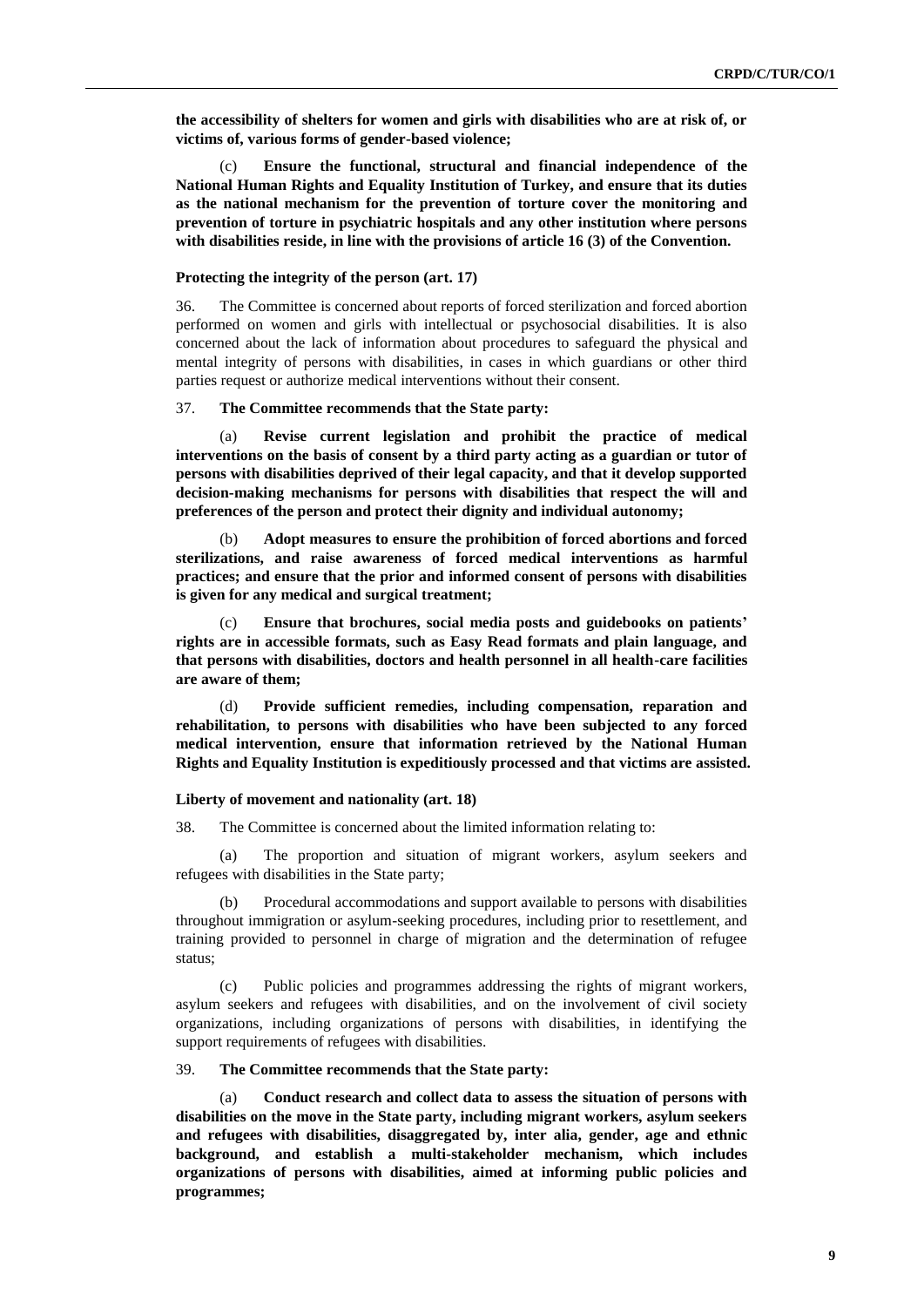**the accessibility of shelters for women and girls with disabilities who are at risk of, or victims of, various forms of gender-based violence;**

(c) **Ensure the functional, structural and financial independence of the National Human Rights and Equality Institution of Turkey, and ensure that its duties as the national mechanism for the prevention of torture cover the monitoring and prevention of torture in psychiatric hospitals and any other institution where persons with disabilities reside, in line with the provisions of article 16 (3) of the Convention.**

#### Protecting the integrity of the person (art. 17)

36. The Committee is concerned about reports of forced sterilization and forced abortion performed on women and girls with intellectual or psychosocial disabilities. It is also concerned about the lack of information about procedures to safeguard the physical and mental integrity of persons with disabilities, in cases in which guardians or other third parties request or authorize medical interventions without their consent.

37. **The Committee recommends that the State party:**

(a) **Revise current legislation and prohibit the practice of medical interventions on the basis of consent by a third party acting as a guardian or tutor of persons with disabilities deprived of their legal capacity, and that it develop supported decision-making mechanisms for persons with disabilities that respect the will and preferences of the person and protect their dignity and individual autonomy;**

(b) **Adopt measures to ensure the prohibition of forced abortions and forced sterilizations, and raise awareness of forced medical interventions as harmful practices; and ensure that the prior and informed consent of persons with disabilities is given for any medical and surgical treatment;**

(c) **Ensure that brochures, social media posts and guidebooks on patients' rights are in accessible formats, such as Easy Read formats and plain language, and that persons with disabilities, doctors and health personnel in all health-care facilities are aware of them;**

(d) **Provide sufficient remedies, including compensation, reparation and rehabilitation, to persons with disabilities who have been subjected to any forced medical intervention, ensure that information retrieved by the National Human Rights and Equality Institution is expeditiously processed and that victims are assisted.**

#### Liberty of movement and nationality (art. 18)

38. The Committee is concerned about the limited information relating to:

(a) The proportion and situation of migrant workers, asylum seekers and refugees with disabilities in the State party;

(b) Procedural accommodations and support available to persons with disabilities throughout immigration or asylum-seeking procedures, including prior to resettlement, and training provided to personnel in charge of migration and the determination of refugee status;

(c) Public policies and programmes addressing the rights of migrant workers, asylum seekers and refugees with disabilities, and on the involvement of civil society organizations, including organizations of persons with disabilities, in identifying the support requirements of refugees with disabilities.

39. **The Committee recommends that the State party:**

(a) **Conduct research and collect data to assess the situation of persons with disabilities on the move in the State party, including migrant workers, asylum seekers and refugees with disabilities, disaggregated by, inter alia, gender, age and ethnic background, and establish a multi-stakeholder mechanism, which includes organizations of persons with disabilities, aimed at informing public policies and programmes;**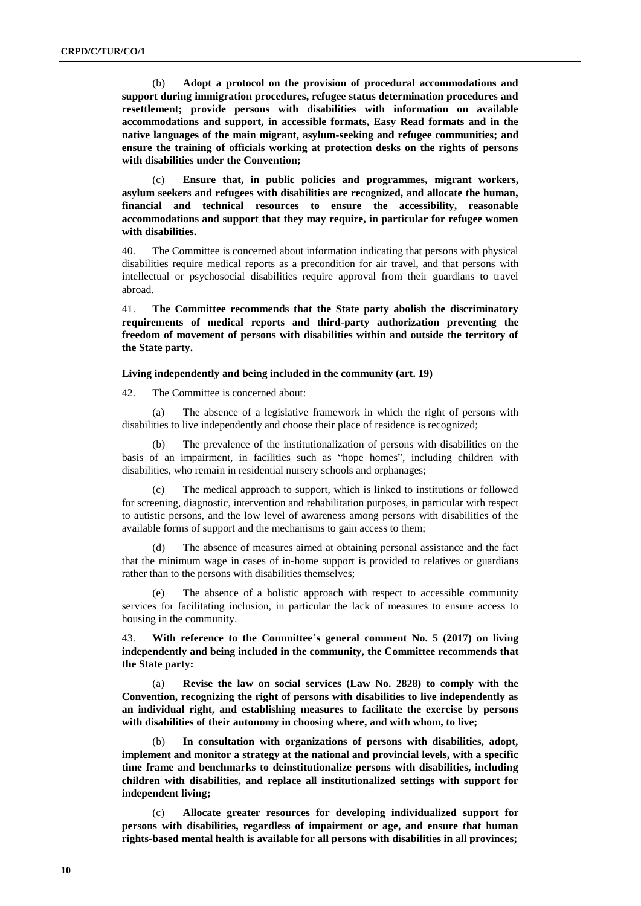(b) **Adopt a protocol on the provision of procedural accommodations and support during immigration procedures, refugee status determination procedures and resettlement; provide persons with disabilities with information on available accommodations and support, in accessible formats, Easy Read formats and in the native languages of the main migrant, asylum-seeking and refugee communities; and ensure the training of officials working at protection desks on the rights of persons with disabilities under the Convention;**

(c) **Ensure that, in public policies and programmes, migrant workers, asylum seekers and refugees with disabilities are recognized, and allocate the human, financial and technical resources to ensure the accessibility, reasonable accommodations and support that they may require, in particular for refugee women with disabilities.**

40. The Committee is concerned about information indicating that persons with physical disabilities require medical reports as a precondition for air travel, and that persons with intellectual or psychosocial disabilities require approval from their guardians to travel abroad.

41. **The Committee recommends that the State party abolish the discriminatory requirements of medical reports and third-party authorization preventing the freedom of movement of persons with disabilities within and outside the territory of the State party.**

### Living independently and being included in the community (art. 19)

42. The Committee is concerned about:

(a) The absence of a legislative framework in which the right of persons with disabilities to live independently and choose their place of residence is recognized;

(b) The prevalence of the institutionalization of persons with disabilities on the basis of an impairment, in facilities such as "hope homes", including children with disabilities, who remain in residential nursery schools and orphanages;

(c) The medical approach to support, which is linked to institutions or followed for screening, diagnostic, intervention and rehabilitation purposes, in particular with respect to autistic persons, and the low level of awareness among persons with disabilities of the available forms of support and the mechanisms to gain access to them;

(d) The absence of measures aimed at obtaining personal assistance and the fact that the minimum wage in cases of in-home support is provided to relatives or guardians rather than to the persons with disabilities themselves;

(e) The absence of a holistic approach with respect to accessible community services for facilitating inclusion, in particular the lack of measures to ensure access to housing in the community.

43. **With reference to the Committee's general comment No. 5 (2017) on living independently and being included in the community, the Committee recommends that the State party:**

(a) **Revise the law on social services (Law No. 2828) to comply with the Convention, recognizing the right of persons with disabilities to live independently as an individual right, and establishing measures to facilitate the exercise by persons with disabilities of their autonomy in choosing where, and with whom, to live;**

(b) **In consultation with organizations of persons with disabilities, adopt, implement and monitor a strategy at the national and provincial levels, with a specific time frame and benchmarks to deinstitutionalize persons with disabilities, including children with disabilities, and replace all institutionalized settings with support for independent living;**

(c) **Allocate greater resources for developing individualized support for persons with disabilities, regardless of impairment or age, and ensure that human rights-based mental health is available for all persons with disabilities in all provinces;**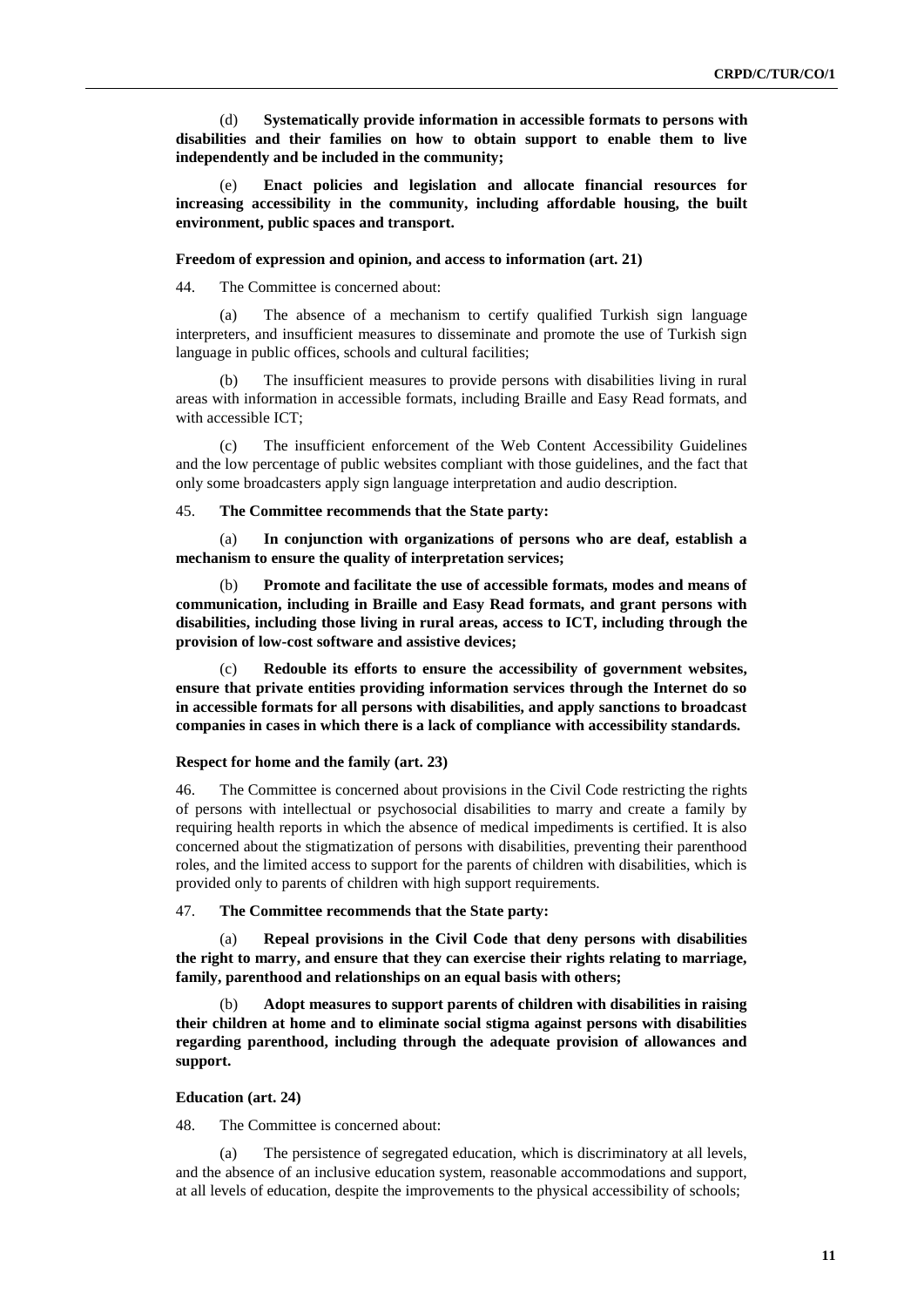(d) **Systematically provide information in accessible formats to persons with disabilities and their families on how to obtain support to enable them to live independently and be included in the community;**

(e) **Enact policies and legislation and allocate financial resources for increasing accessibility in the community, including affordable housing, the built environment, public spaces and transport.**

### Freedom of expression and opinion, and access to information (art. 21)

44. The Committee is concerned about:

(a) The absence of a mechanism to certify qualified Turkish sign language interpreters, and insufficient measures to disseminate and promote the use of Turkish sign language in public offices, schools and cultural facilities;

(b) The insufficient measures to provide persons with disabilities living in rural areas with information in accessible formats, including Braille and Easy Read formats, and with accessible ICT;

(c) The insufficient enforcement of the Web Content Accessibility Guidelines and the low percentage of public websites compliant with those guidelines, and the fact that only some broadcasters apply sign language interpretation and audio description.

45. **The Committee recommends that the State party:**

(a) **In conjunction with organizations of persons who are deaf, establish a mechanism to ensure the quality of interpretation services;**

(b) **Promote and facilitate the use of accessible formats, modes and means of communication, including in Braille and Easy Read formats, and grant persons with disabilities, including those living in rural areas, access to ICT, including through the provision of low-cost software and assistive devices;**

(c) **Redouble its efforts to ensure the accessibility of government websites, ensure that private entities providing information services through the Internet do so in accessible formats for all persons with disabilities, and apply sanctions to broadcast companies in cases in which there is a lack of compliance with accessibility standards.**

### Respect for home and the family (art. 23)

46. The Committee is concerned about provisions in the Civil Code restricting the rights of persons with intellectual or psychosocial disabilities to marry and create a family by requiring health reports in which the absence of medical impediments is certified. It is also concerned about the stigmatization of persons with disabilities, preventing their parenthood roles, and the limited access to support for the parents of children with disabilities, which is provided only to parents of children with high support requirements.

47. **The Committee recommends that the State party:**

(a) **Repeal provisions in the Civil Code that deny persons with disabilities the right to marry, and ensure that they can exercise their rights relating to marriage, family, parenthood and relationships on an equal basis with others;**

(b) **Adopt measures to support parents of children with disabilities in raising their children at home and to eliminate social stigma against persons with disabilities regarding parenthood, including through the adequate provision of allowances and support.**

### Education (art. 24)

48. The Committee is concerned about:

(a) The persistence of segregated education, which is discriminatory at all levels, and the absence of an inclusive education system, reasonable accommodations and support, at all levels of education, despite the improvements to the physical accessibility of schools;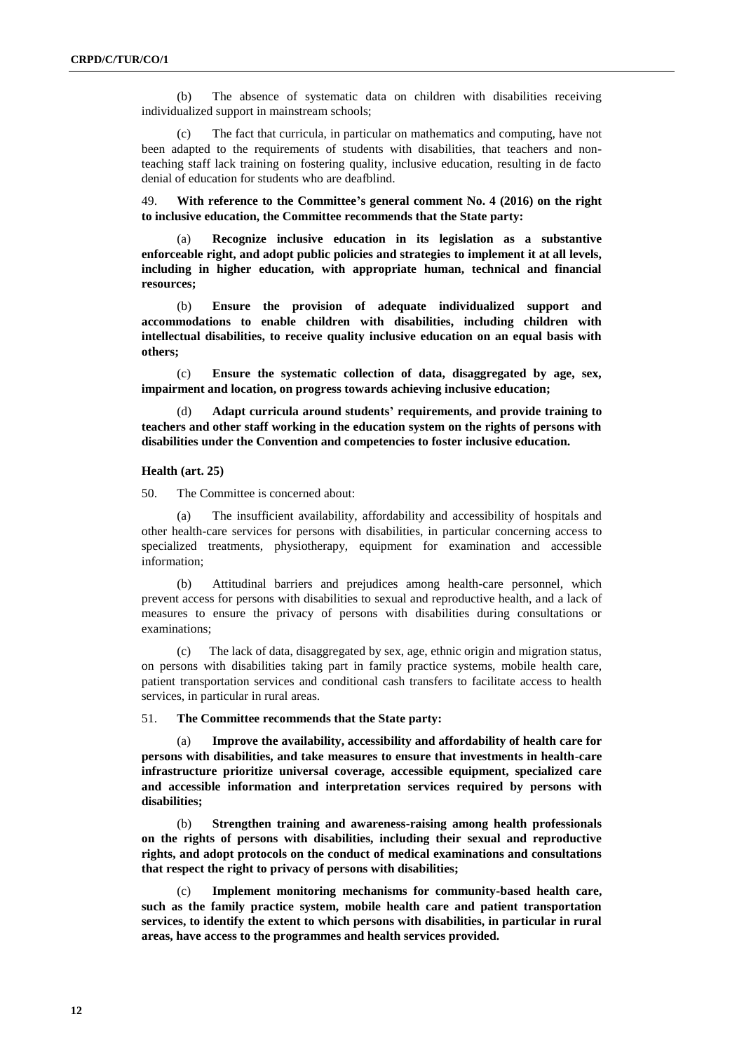(b) The absence of systematic data on children with disabilities receiving individualized support in mainstream schools;

(c) The fact that curricula, in particular on mathematics and computing, have not been adapted to the requirements of students with disabilities, that teachers and non-teaching staff lack training on fostering quality, inclusive education, resulting in de facto denial of education for students who are deafblind.

49. **With reference to the Committee's general comment No. 4 (2016) on the right to inclusive education, the Committee recommends that the State party:**

(a) **Recognize inclusive education in its legislation as a substantive enforceable right, and adopt public policies and strategies to implement it at all levels, including in higher education, with appropriate human, technical and financial resources;**

(b) **Ensure the provision of adequate individualized support and accommodations to enable children with disabilities, including children with intellectual disabilities, to receive quality inclusive education on an equal basis with others;**

(c) **Ensure the systematic collection of data, disaggregated by age, sex, impairment and location, on progress towards achieving inclusive education;**

(d) **Adapt curricula around students' requirements, and provide training to teachers and other staff working in the education system on the rights of persons with disabilities under the Convention and competencies to foster inclusive education.**

### Health (art. 25)

50. The Committee is concerned about:

(a) The insufficient availability, affordability and accessibility of hospitals and other health-care services for persons with disabilities, in particular concerning access to specialized treatments, physiotherapy, equipment for examination and accessible information;

(b) Attitudinal barriers and prejudices among health-care personnel, which prevent access for persons with disabilities to sexual and reproductive health, and a lack of measures to ensure the privacy of persons with disabilities during consultations or examinations;

(c) The lack of data, disaggregated by sex, age, ethnic origin and migration status, on persons with disabilities taking part in family practice systems, mobile health care, patient transportation services and conditional cash transfers to facilitate access to health services, in particular in rural areas.

51. **The Committee recommends that the State party:**

(a) **Improve the availability, accessibility and affordability of health care for persons with disabilities, and take measures to ensure that investments in health-care infrastructure prioritize universal coverage, accessible equipment, specialized care and accessible information and interpretation services required by persons with disabilities;**

(b) **Strengthen training and awareness-raising among health professionals on the rights of persons with disabilities, including their sexual and reproductive rights, and adopt protocols on the conduct of medical examinations and consultations that respect the right to privacy of persons with disabilities;**

(c) **Implement monitoring mechanisms for community-based health care, such as the family practice system, mobile health care and patient transportation services, to identify the extent to which persons with disabilities, in particular in rural areas, have access to the programmes and health services provided.**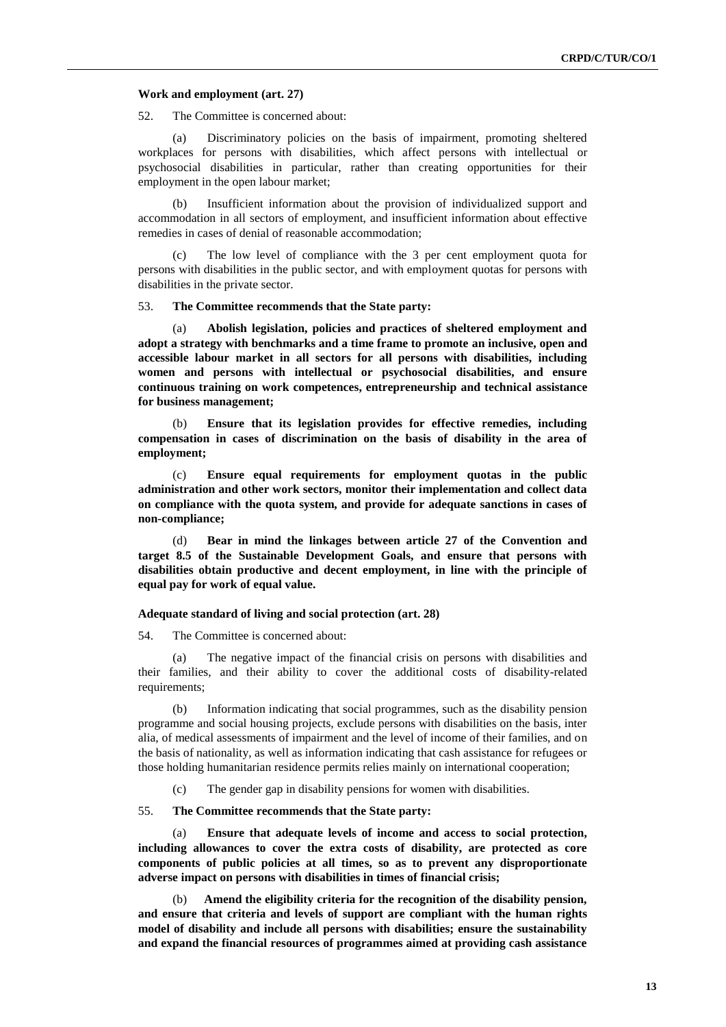**Work and employment (art. 27)**

52. The Committee is concerned about:

(a) Discriminatory policies on the basis of impairment, promoting sheltered workplaces for persons with disabilities, which affect persons with intellectual or psychosocial disabilities in particular, rather than creating opportunities for their employment in the open labour market;

(b) Insufficient information about the provision of individualized support and accommodation in all sectors of employment, and insufficient information about effective remedies in cases of denial of reasonable accommodation;

(c) The low level of compliance with the 3 per cent employment quota for persons with disabilities in the public sector, and with employment quotas for persons with disabilities in the private sector.

53. **The Committee recommends that the State party:**

(a) **Abolish legislation, policies and practices of sheltered employment and adopt a strategy with benchmarks and a time frame to promote an inclusive, open and accessible labour market in all sectors for all persons with disabilities, including women and persons with intellectual or psychosocial disabilities, and ensure continuous training on work competences, entrepreneurship and technical assistance for business management;**

(b) **Ensure that its legislation provides for effective remedies, including compensation in cases of discrimination on the basis of disability in the area of employment;**

(c) **Ensure equal requirements for employment quotas in the public administration and other work sectors, monitor their implementation and collect data on compliance with the quota system, and provide for adequate sanctions in cases of non-compliance;**

(d) **Bear in mind the linkages between article 27 of the Convention and target 8.5 of the Sustainable Development Goals, and ensure that persons with disabilities obtain productive and decent employment, in line with the principle of equal pay for work of equal value.**

**Adequate standard of living and social protection (art. 28)**

54. The Committee is concerned about:

(a) The negative impact of the financial crisis on persons with disabilities and their families, and their ability to cover the additional costs of disability-related requirements;

(b) Information indicating that social programmes, such as the disability pension programme and social housing projects, exclude persons with disabilities on the basis, inter alia, of medical assessments of impairment and the level of income of their families, and on the basis of nationality, as well as information indicating that cash assistance for refugees or those holding humanitarian residence permits relies mainly on international cooperation;

(c) The gender gap in disability pensions for women with disabilities.

55. **The Committee recommends that the State party:**

(a) **Ensure that adequate levels of income and access to social protection, including allowances to cover the extra costs of disability, are protected as core components of public policies at all times, so as to prevent any disproportionate adverse impact on persons with disabilities in times of financial crisis;**

(b) **Amend the eligibility criteria for the recognition of the disability pension, and ensure that criteria and levels of support are compliant with the human rights model of disability and include all persons with disabilities; ensure the sustainability and expand the financial resources of programmes aimed at providing cash assistance**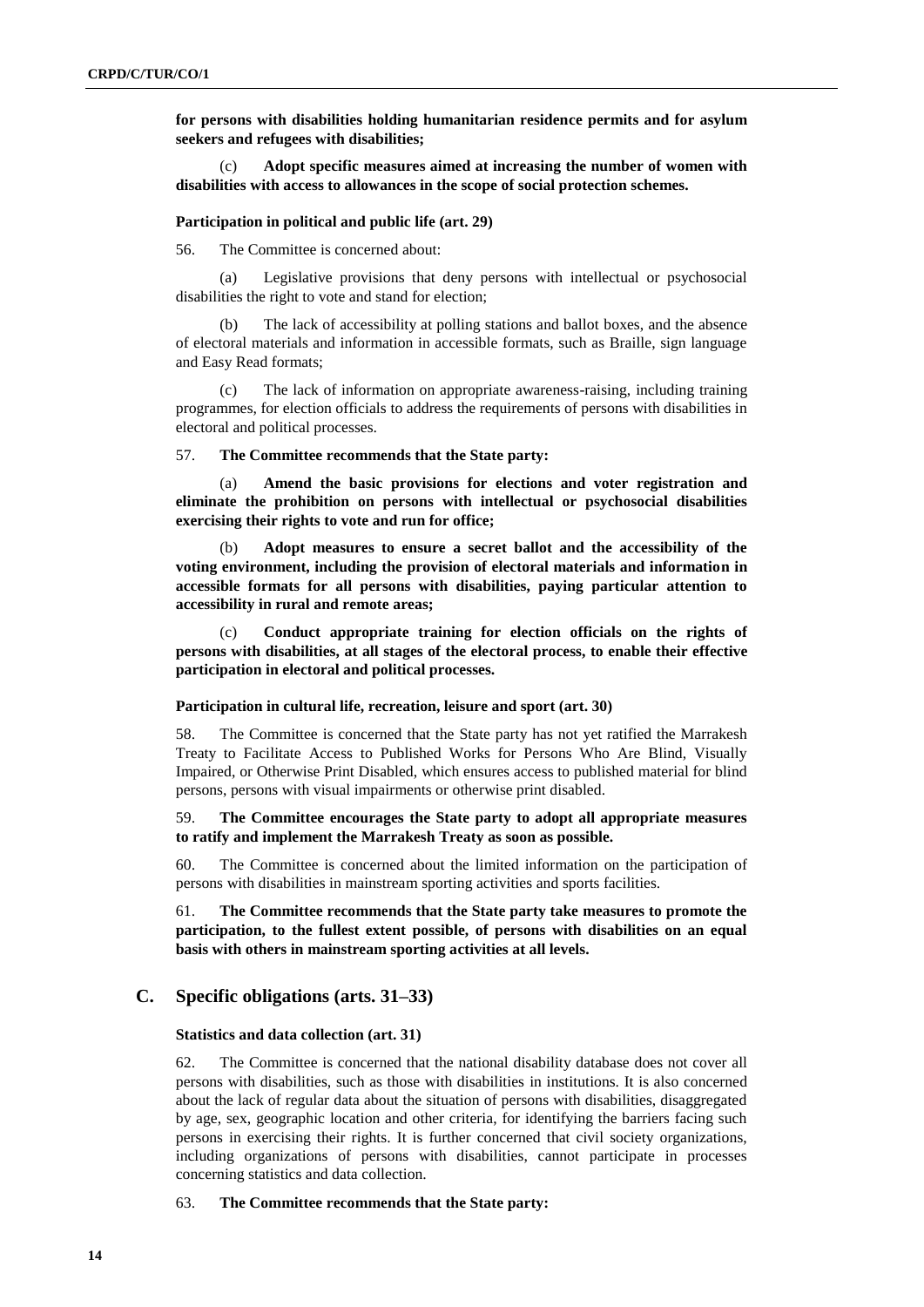**for persons with disabilities holding humanitarian residence permits and for asylum seekers and refugees with disabilities;**

(c) **Adopt specific measures aimed at increasing the number of women with disabilities with access to allowances in the scope of social protection schemes.**

#### Participation in political and public life (art. 29)

56. The Committee is concerned about:

(a) Legislative provisions that deny persons with intellectual or psychosocial disabilities the right to vote and stand for election;

(b) The lack of accessibility at polling stations and ballot boxes, and the absence of electoral materials and information in accessible formats, such as Braille, sign language and Easy Read formats;

(c) The lack of information on appropriate awareness-raising, including training programmes, for election officials to address the requirements of persons with disabilities in electoral and political processes.

57. **The Committee recommends that the State party:**

(a) **Amend the basic provisions for elections and voter registration and eliminate the prohibition on persons with intellectual or psychosocial disabilities exercising their rights to vote and run for office;**

(b) **Adopt measures to ensure a secret ballot and the accessibility of the voting environment, including the provision of electoral materials and information in accessible formats for all persons with disabilities, paying particular attention to accessibility in rural and remote areas;**

(c) **Conduct appropriate training for election officials on the rights of persons with disabilities, at all stages of the electoral process, to enable their effective participation in electoral and political processes.**

#### Participation in cultural life, recreation, leisure and sport (art. 30)

58. The Committee is concerned that the State party has not yet ratified the Marrakesh Treaty to Facilitate Access to Published Works for Persons Who Are Blind, Visually Impaired, or Otherwise Print Disabled, which ensures access to published material for blind persons, persons with visual impairments or otherwise print disabled.

59. **The Committee encourages the State party to adopt all appropriate measures to ratify and implement the Marrakesh Treaty as soon as possible.**

60. The Committee is concerned about the limited information on the participation of persons with disabilities in mainstream sporting activities and sports facilities.

61. **The Committee recommends that the State party take measures to promote the participation, to the fullest extent possible, of persons with disabilities on an equal basis with others in mainstream sporting activities at all levels.**

## C. Specific obligations (arts. 31–33)

#### Statistics and data collection (art. 31)

62. The Committee is concerned that the national disability database does not cover all persons with disabilities, such as those with disabilities in institutions. It is also concerned about the lack of regular data about the situation of persons with disabilities, disaggregated by age, sex, geographic location and other criteria, for identifying the barriers facing such persons in exercising their rights. It is further concerned that civil society organizations, including organizations of persons with disabilities, cannot participate in processes concerning statistics and data collection.

63. **The Committee recommends that the State party:**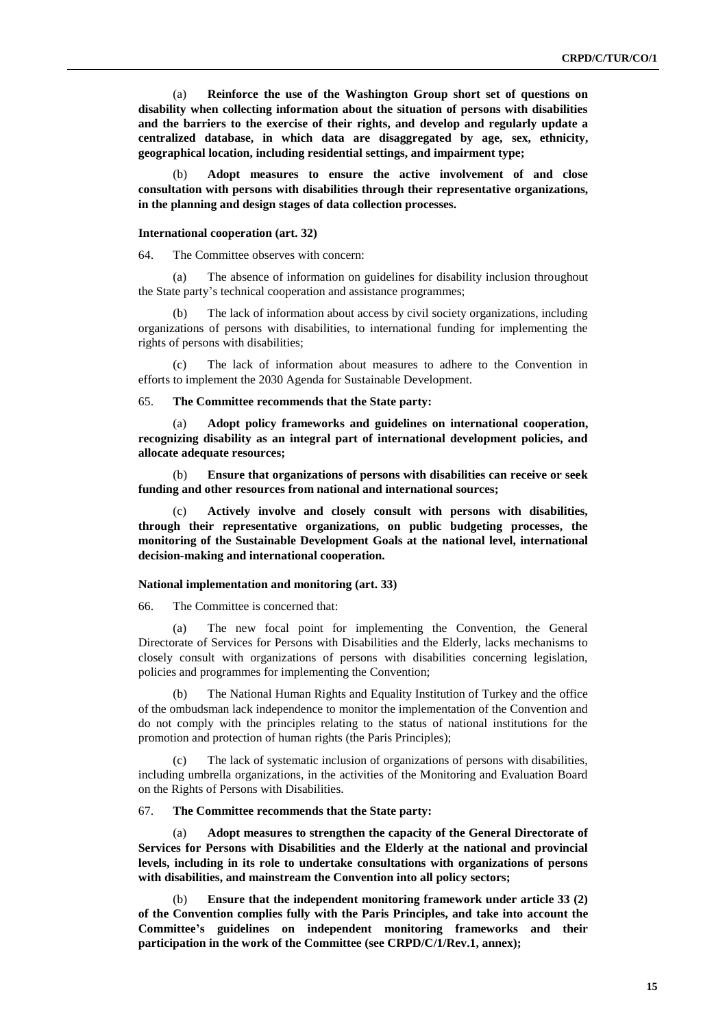(a) **Reinforce the use of the Washington Group short set of questions on disability when collecting information about the situation of persons with disabilities and the barriers to the exercise of their rights, and develop and regularly update a centralized database, in which data are disaggregated by age, sex, ethnicity, geographical location, including residential settings, and impairment type;**

(b) **Adopt measures to ensure the active involvement of and close consultation with persons with disabilities through their representative organizations, in the planning and design stages of data collection processes.**

#### International cooperation (art. 32)

64. The Committee observes with concern:

(a) The absence of information on guidelines for disability inclusion throughout the State party's technical cooperation and assistance programmes;

(b) The lack of information about access by civil society organizations, including organizations of persons with disabilities, to international funding for implementing the rights of persons with disabilities;

(c) The lack of information about measures to adhere to the Convention in efforts to implement the 2030 Agenda for Sustainable Development.

65. **The Committee recommends that the State party:**

(a) **Adopt policy frameworks and guidelines on international cooperation, recognizing disability as an integral part of international development policies, and allocate adequate resources;**

(b) **Ensure that organizations of persons with disabilities can receive or seek funding and other resources from national and international sources;**

(c) **Actively involve and closely consult with persons with disabilities, through their representative organizations, on public budgeting processes, the monitoring of the Sustainable Development Goals at the national level, international decision-making and international cooperation.**

#### National implementation and monitoring (art. 33)

66. The Committee is concerned that:

(a) The new focal point for implementing the Convention, the General Directorate of Services for Persons with Disabilities and the Elderly, lacks mechanisms to closely consult with organizations of persons with disabilities concerning legislation, policies and programmes for implementing the Convention;

(b) The National Human Rights and Equality Institution of Turkey and the office of the ombudsman lack independence to monitor the implementation of the Convention and do not comply with the principles relating to the status of national institutions for the promotion and protection of human rights (the Paris Principles);

(c) The lack of systematic inclusion of organizations of persons with disabilities, including umbrella organizations, in the activities of the Monitoring and Evaluation Board on the Rights of Persons with Disabilities.

67. **The Committee recommends that the State party:**

(a) **Adopt measures to strengthen the capacity of the General Directorate of Services for Persons with Disabilities and the Elderly at the national and provincial levels, including in its role to undertake consultations with organizations of persons with disabilities, and mainstream the Convention into all policy sectors;**

(b) **Ensure that the independent monitoring framework under article 33 (2) of the Convention complies fully with the Paris Principles, and take into account the Committee's guidelines on independent monitoring frameworks and their participation in the work of the Committee (see CRPD/C/1/Rev.1, annex);**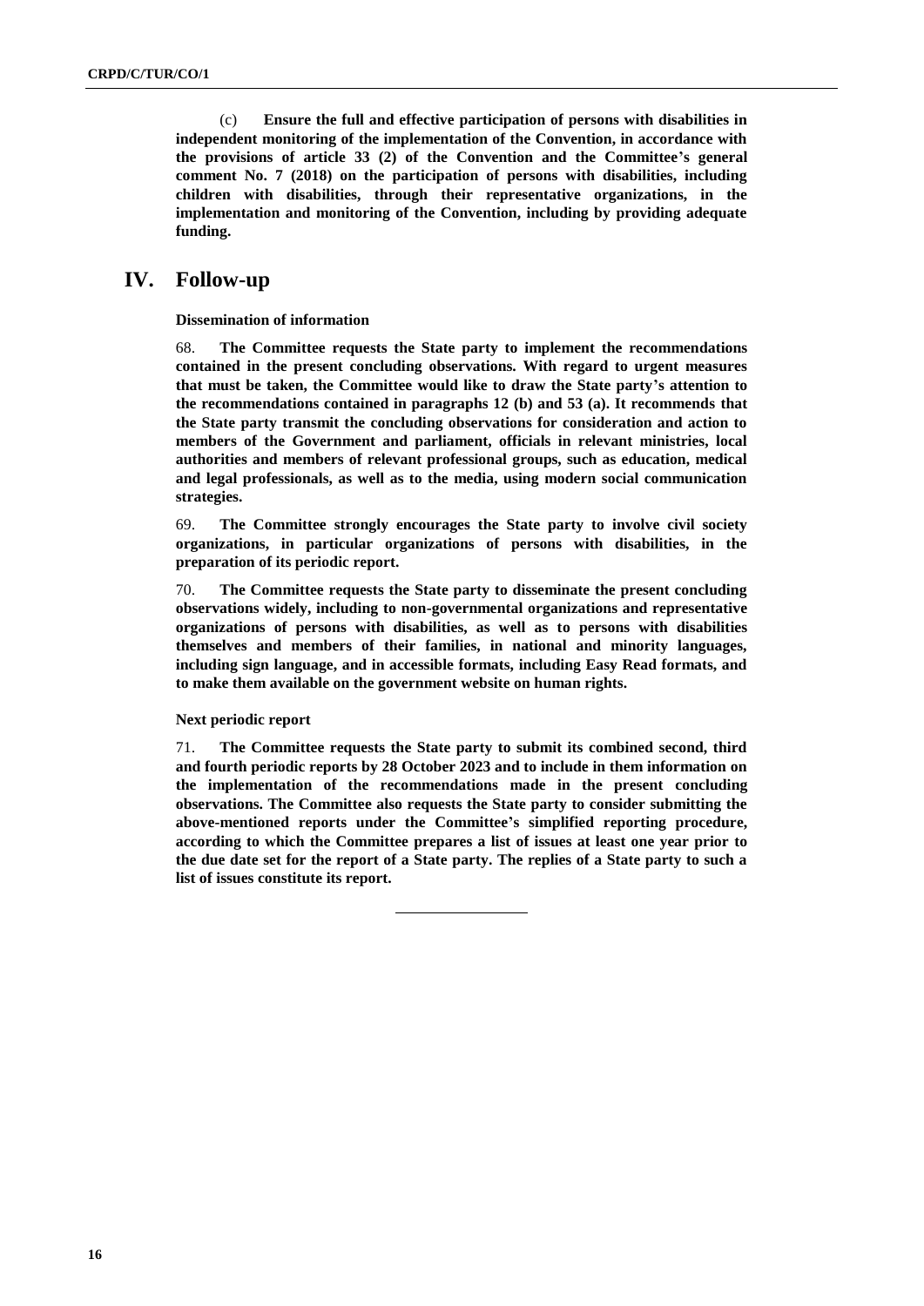(c) **Ensure the full and effective participation of persons with disabilities in independent monitoring of the implementation of the Convention, in accordance with the provisions of article 33 (2) of the Convention and the Committee's general comment No. 7 (2018) on the participation of persons with disabilities, including children with disabilities, through their representative organizations, in the implementation and monitoring of the Convention, including by providing adequate funding.**

# IV. Follow-up

**Dissemination of information**

68. **The Committee requests the State party to implement the recommendations contained in the present concluding observations. With regard to urgent measures that must be taken, the Committee would like to draw the State party's attention to the recommendations contained in paragraphs 12 (b) and 53 (a). It recommends that the State party transmit the concluding observations for consideration and action to members of the Government and parliament, officials in relevant ministries, local authorities and members of relevant professional groups, such as education, medical and legal professionals, as well as to the media, using modern social communication strategies.**

69. **The Committee strongly encourages the State party to involve civil society organizations, in particular organizations of persons with disabilities, in the preparation of its periodic report.**

70. **The Committee requests the State party to disseminate the present concluding observations widely, including to non-governmental organizations and representative organizations of persons with disabilities, as well as to persons with disabilities themselves and members of their families, in national and minority languages, including sign language, and in accessible formats, including Easy Read formats, and to make them available on the government website on human rights.**

**Next periodic report**

71. **The Committee requests the State party to submit its combined second, third and fourth periodic reports by 28 October 2023 and to include in them information on the implementation of the recommendations made in the present concluding observations. The Committee also requests the State party to consider submitting the above-mentioned reports under the Committee's simplified reporting procedure, according to which the Committee prepares a list of issues at least one year prior to the due date set for the report of a State party. The replies of a State party to such a list of issues constitute its report.**